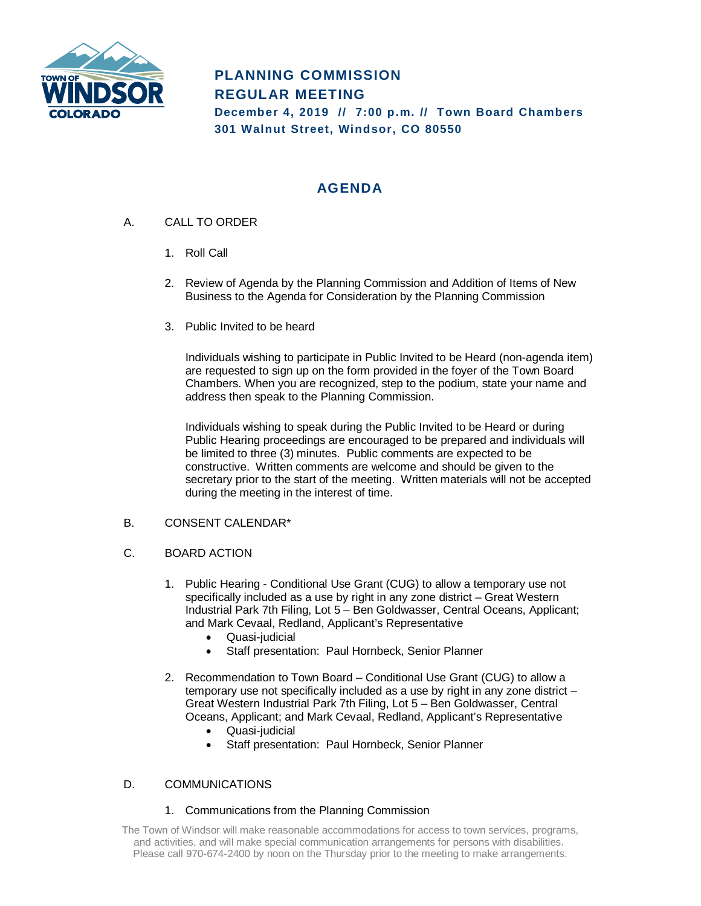TOWN OF WINDSOR COLORADO

# PLANNING COMMISSION
# REGULAR MEETING

**December 4, 2019 // 7:00 p.m. // Town Board Chambers**
**301 Walnut Street, Windsor, CO 80550**

## AGENDA

A. CALL TO ORDER

1. Roll Call

2. Review of Agenda by the Planning Commission and Addition of Items of New Business to the Agenda for Consideration by the Planning Commission

3. Public Invited to be heard

   Individuals wishing to participate in Public Invited to be Heard (non-agenda item) are requested to sign up on the form provided in the foyer of the Town Board Chambers. When you are recognized, step to the podium, state your name and address then speak to the Planning Commission.

   Individuals wishing to speak during the Public Invited to be Heard or during Public Hearing proceedings are encouraged to be prepared and individuals will be limited to three (3) minutes. Public comments are expected to be constructive. Written comments are welcome and should be given to the secretary prior to the start of the meeting. Written materials will not be accepted during the meeting in the interest of time.

B. CONSENT CALENDAR*

C. BOARD ACTION

1. Public Hearing - Conditional Use Grant (CUG) to allow a temporary use not specifically included as a use by right in any zone district – Great Western Industrial Park 7th Filing, Lot 5 – Ben Goldwasser, Central Oceans, Applicant; and Mark Cevaal, Redland, Applicant's Representative
   - Quasi-judicial
   - Staff presentation: Paul Hornbeck, Senior Planner

2. Recommendation to Town Board – Conditional Use Grant (CUG) to allow a temporary use not specifically included as a use by right in any zone district – Great Western Industrial Park 7th Filing, Lot 5 – Ben Goldwasser, Central Oceans, Applicant; and Mark Cevaal, Redland, Applicant's Representative
   - Quasi-judicial
   - Staff presentation: Paul Hornbeck, Senior Planner

D. COMMUNICATIONS

1. Communications from the Planning Commission

The Town of Windsor will make reasonable accommodations for access to town services, programs, and activities, and will make special communication arrangements for persons with disabilities. Please call 970-674-2400 by noon on the Thursday prior to the meeting to make arrangements.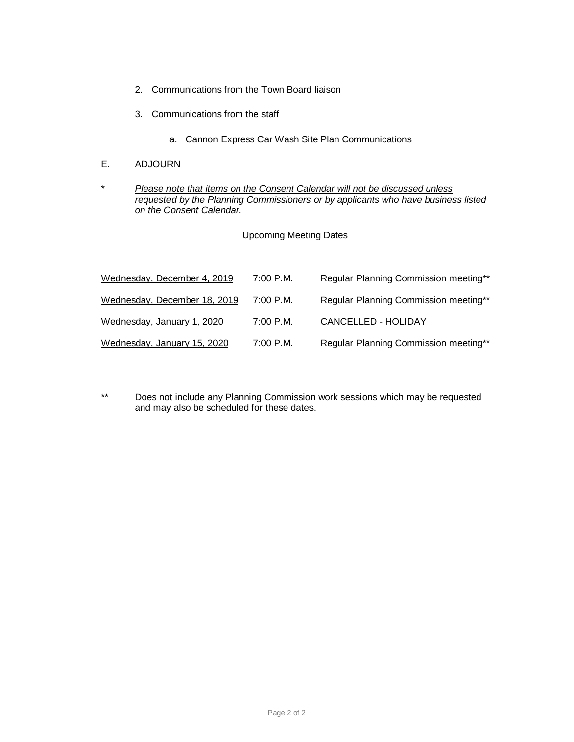2. Communications from the Town Board liaison

3. Communications from the staff

   a. Cannon Express Car Wash Site Plan Communications

E. ADJOURN

\* *Please note that items on the Consent Calendar will not be discussed unless requested by the Planning Commissioners or by applicants who have business listed on the Consent Calendar.*

Upcoming Meeting Dates

| | | |
|---|---|---|
| Wednesday, December 4, 2019 | 7:00 P.M. | Regular Planning Commission meeting** |
| Wednesday, December 18, 2019 | 7:00 P.M. | Regular Planning Commission meeting** |
| Wednesday, January 1, 2020 | 7:00 P.M. | CANCELLED - HOLIDAY |
| Wednesday, January 15, 2020 | 7:00 P.M. | Regular Planning Commission meeting** |

** Does not include any Planning Commission work sessions which may be requested and may also be scheduled for these dates.